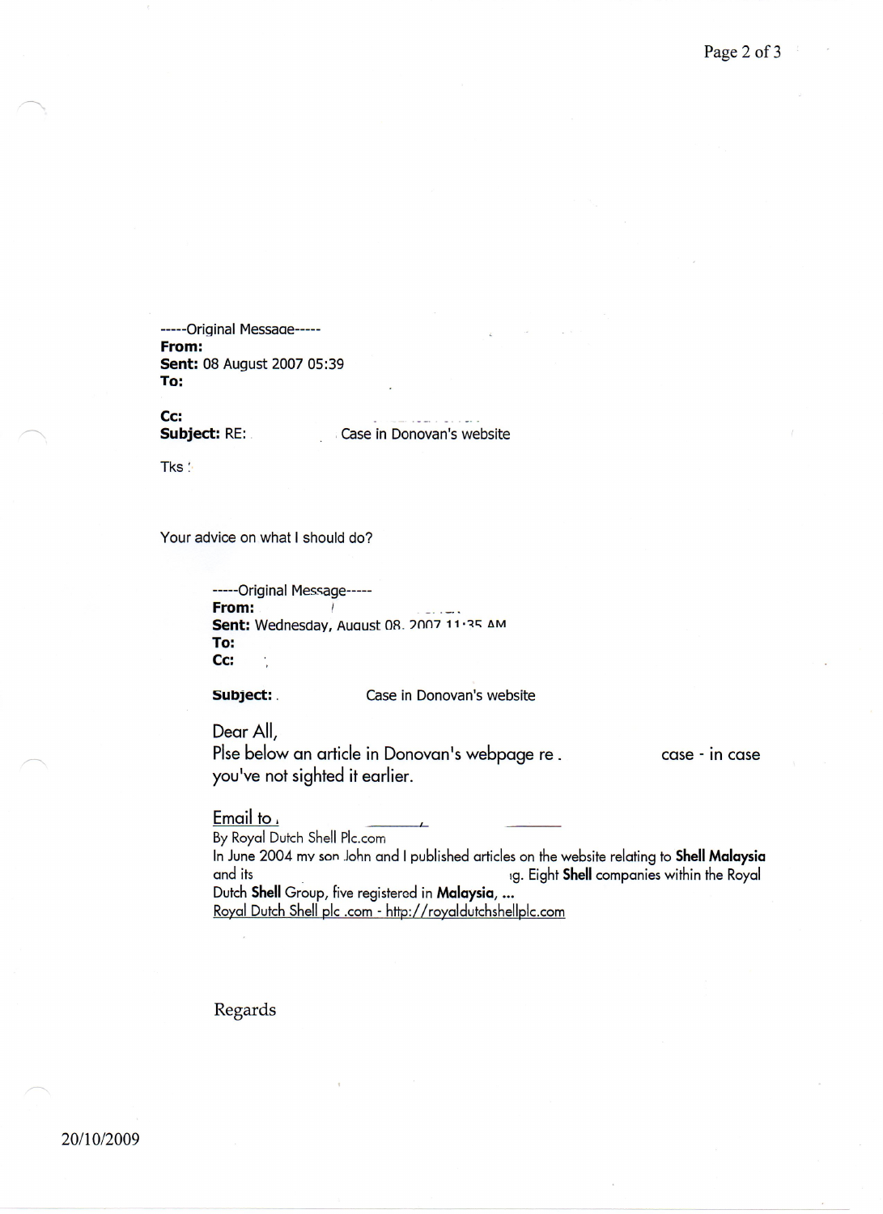-----Original Message-----
**From:**
**Sent:** 08 August 2007 05:39
**To:**

**Cc:**
**Subject:** RE: Case in Donovan's website

Tks !

Your advice on what I should do?

> -----Original Message-----
> **From:**
> **Sent:** Wednesday, August 08, 2007 11:35 AM
> **To:**
> **Cc:**
>
> **Subject:** Case in Donovan's website
>
> Dear All,
> Plse below an article in Donovan's webpage re . case - in case you've not sighted it earlier.
>
> Email to
> By Royal Dutch Shell Plc.com
> In June 2004 my son John and I published articles on the website relating to **Shell Malaysia** and its ig. Eight **Shell** companies within the Royal Dutch **Shell** Group, five registered in **Malaysia**, ...
> Royal Dutch Shell plc .com - http://royaldutchshellplc.com
>
> Regards

20/10/2009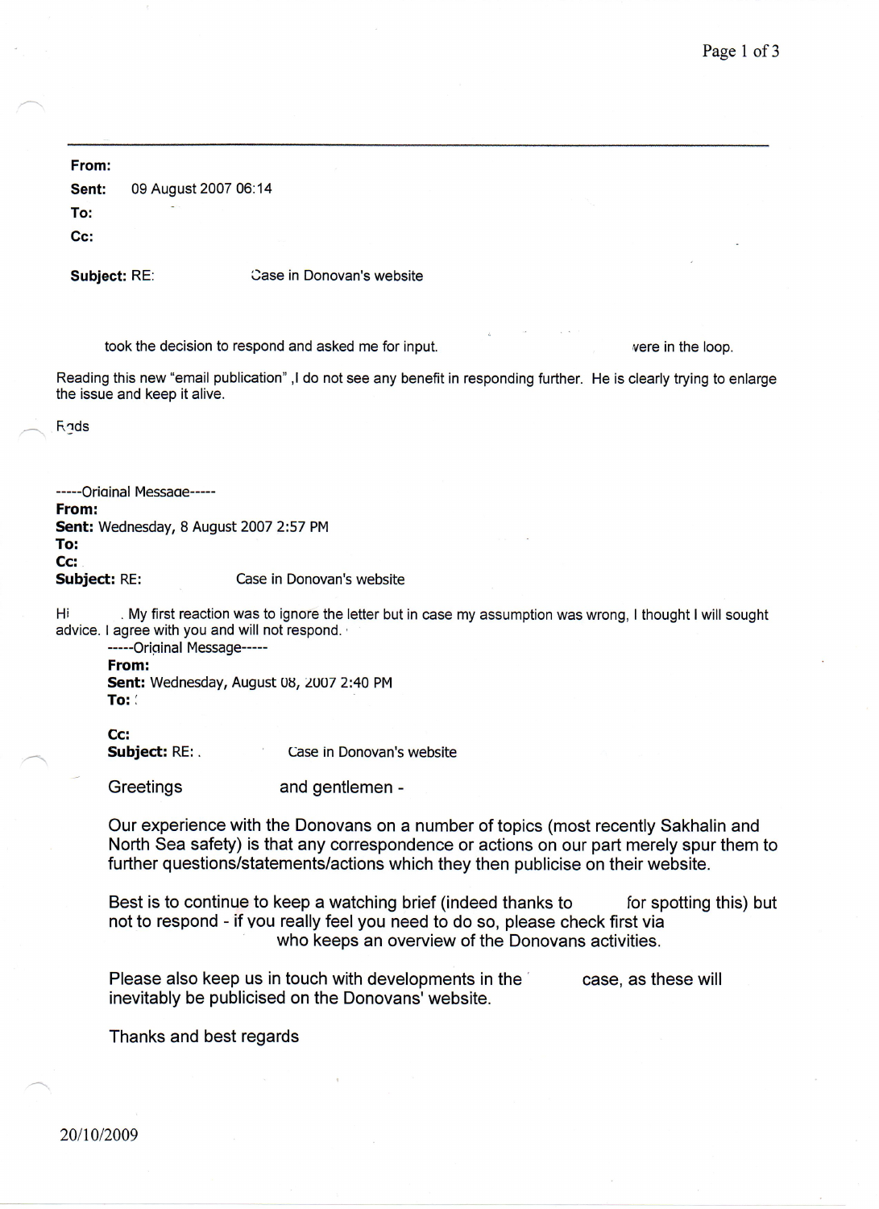**From:**

**Sent:** 09 August 2007 06:14

**To:**

**Cc:**

**Subject:** RE: Case in Donovan's website

took the decision to respond and asked me for input. were in the loop.

Reading this new "email publication" ,I do not see any benefit in responding further. He is clearly trying to enlarge the issue and keep it alive.

Rgds

-----Original Message-----
**From:**
**Sent:** Wednesday, 8 August 2007 2:57 PM
**To:**
**Cc:**
**Subject:** RE: Case in Donovan's website

Hi . My first reaction was to ignore the letter but in case my assumption was wrong, I thought I will sought advice. I agree with you and will not respond.

> -----Original Message-----
> **From:**
> **Sent:** Wednesday, August 08, 2007 2:40 PM
> **To:**
>
> **Cc:**
> **Subject:** RE: . Case in Donovan's website
>
> Greetings and gentlemen -
>
> Our experience with the Donovans on a number of topics (most recently Sakhalin and North Sea safety) is that any correspondence or actions on our part merely spur them to further questions/statements/actions which they then publicise on their website.
>
> Best is to continue to keep a watching brief (indeed thanks to for spotting this) but not to respond - if you really feel you need to do so, please check first via who keeps an overview of the Donovans activities.
>
> Please also keep us in touch with developments in the case, as these will inevitably be publicised on the Donovans' website.
>
> Thanks and best regards

20/10/2009